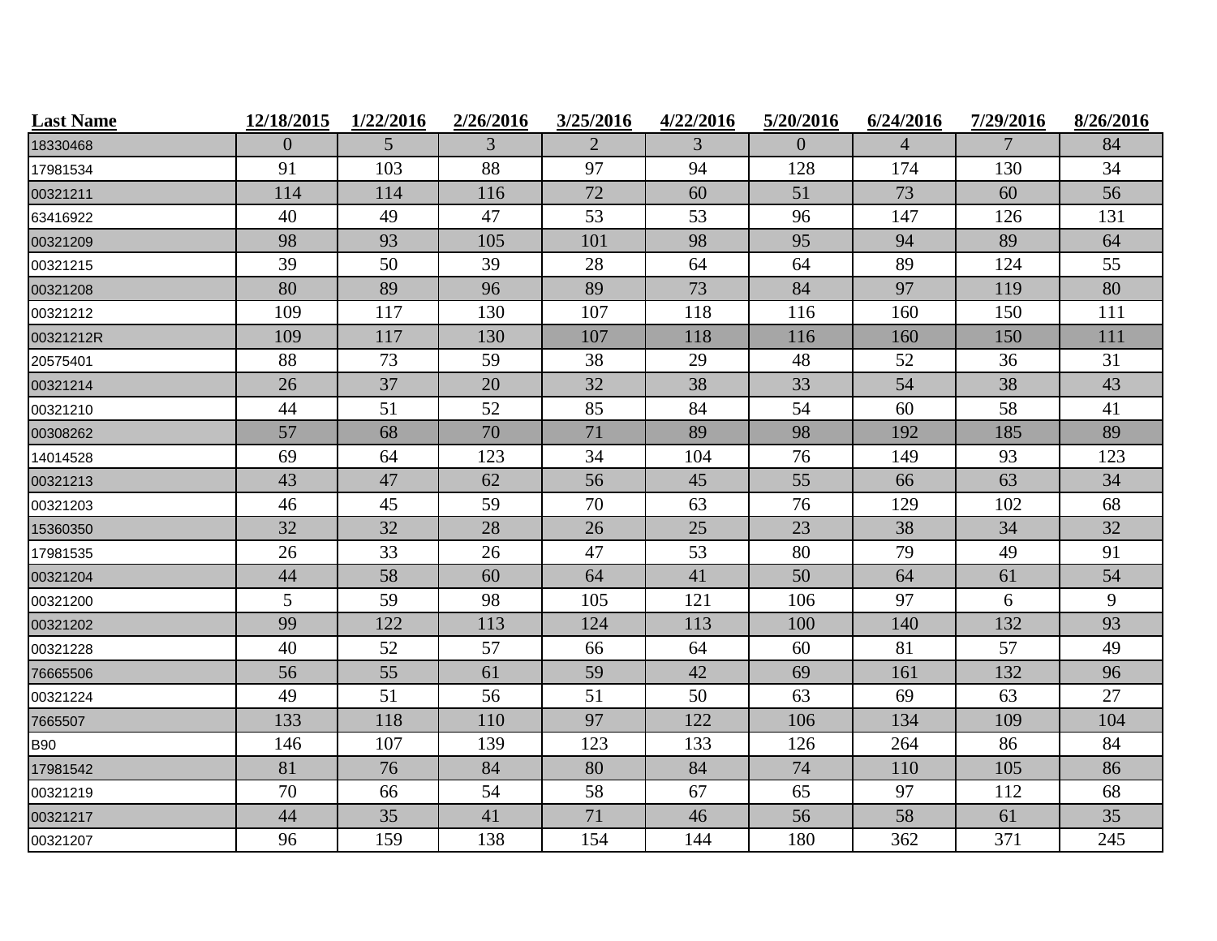| Last Name | 12/18/2015 | 1/22/2016 | 2/26/2016 | 3/25/2016 | 4/22/2016 | 5/20/2016 | 6/24/2016 | 7/29/2016 | 8/26/2016 |
|---|---|---|---|---|---|---|---|---|---|
| 18330468 | 0 | 5 | 3 | 2 | 3 | 0 | 4 | 7 | 84 |
| 17981534 | 91 | 103 | 88 | 97 | 94 | 128 | 174 | 130 | 34 |
| 00321211 | 114 | 114 | 116 | 72 | 60 | 51 | 73 | 60 | 56 |
| 63416922 | 40 | 49 | 47 | 53 | 53 | 96 | 147 | 126 | 131 |
| 00321209 | 98 | 93 | 105 | 101 | 98 | 95 | 94 | 89 | 64 |
| 00321215 | 39 | 50 | 39 | 28 | 64 | 64 | 89 | 124 | 55 |
| 00321208 | 80 | 89 | 96 | 89 | 73 | 84 | 97 | 119 | 80 |
| 00321212 | 109 | 117 | 130 | 107 | 118 | 116 | 160 | 150 | 111 |
| 00321212R | 109 | 117 | 130 | 107 | 118 | 116 | 160 | 150 | 111 |
| 20575401 | 88 | 73 | 59 | 38 | 29 | 48 | 52 | 36 | 31 |
| 00321214 | 26 | 37 | 20 | 32 | 38 | 33 | 54 | 38 | 43 |
| 00321210 | 44 | 51 | 52 | 85 | 84 | 54 | 60 | 58 | 41 |
| 00308262 | 57 | 68 | 70 | 71 | 89 | 98 | 192 | 185 | 89 |
| 14014528 | 69 | 64 | 123 | 34 | 104 | 76 | 149 | 93 | 123 |
| 00321213 | 43 | 47 | 62 | 56 | 45 | 55 | 66 | 63 | 34 |
| 00321203 | 46 | 45 | 59 | 70 | 63 | 76 | 129 | 102 | 68 |
| 15360350 | 32 | 32 | 28 | 26 | 25 | 23 | 38 | 34 | 32 |
| 17981535 | 26 | 33 | 26 | 47 | 53 | 80 | 79 | 49 | 91 |
| 00321204 | 44 | 58 | 60 | 64 | 41 | 50 | 64 | 61 | 54 |
| 00321200 | 5 | 59 | 98 | 105 | 121 | 106 | 97 | 6 | 9 |
| 00321202 | 99 | 122 | 113 | 124 | 113 | 100 | 140 | 132 | 93 |
| 00321228 | 40 | 52 | 57 | 66 | 64 | 60 | 81 | 57 | 49 |
| 76665506 | 56 | 55 | 61 | 59 | 42 | 69 | 161 | 132 | 96 |
| 00321224 | 49 | 51 | 56 | 51 | 50 | 63 | 69 | 63 | 27 |
| 7665507 | 133 | 118 | 110 | 97 | 122 | 106 | 134 | 109 | 104 |
| B90 | 146 | 107 | 139 | 123 | 133 | 126 | 264 | 86 | 84 |
| 17981542 | 81 | 76 | 84 | 80 | 84 | 74 | 110 | 105 | 86 |
| 00321219 | 70 | 66 | 54 | 58 | 67 | 65 | 97 | 112 | 68 |
| 00321217 | 44 | 35 | 41 | 71 | 46 | 56 | 58 | 61 | 35 |
| 00321207 | 96 | 159 | 138 | 154 | 144 | 180 | 362 | 371 | 245 |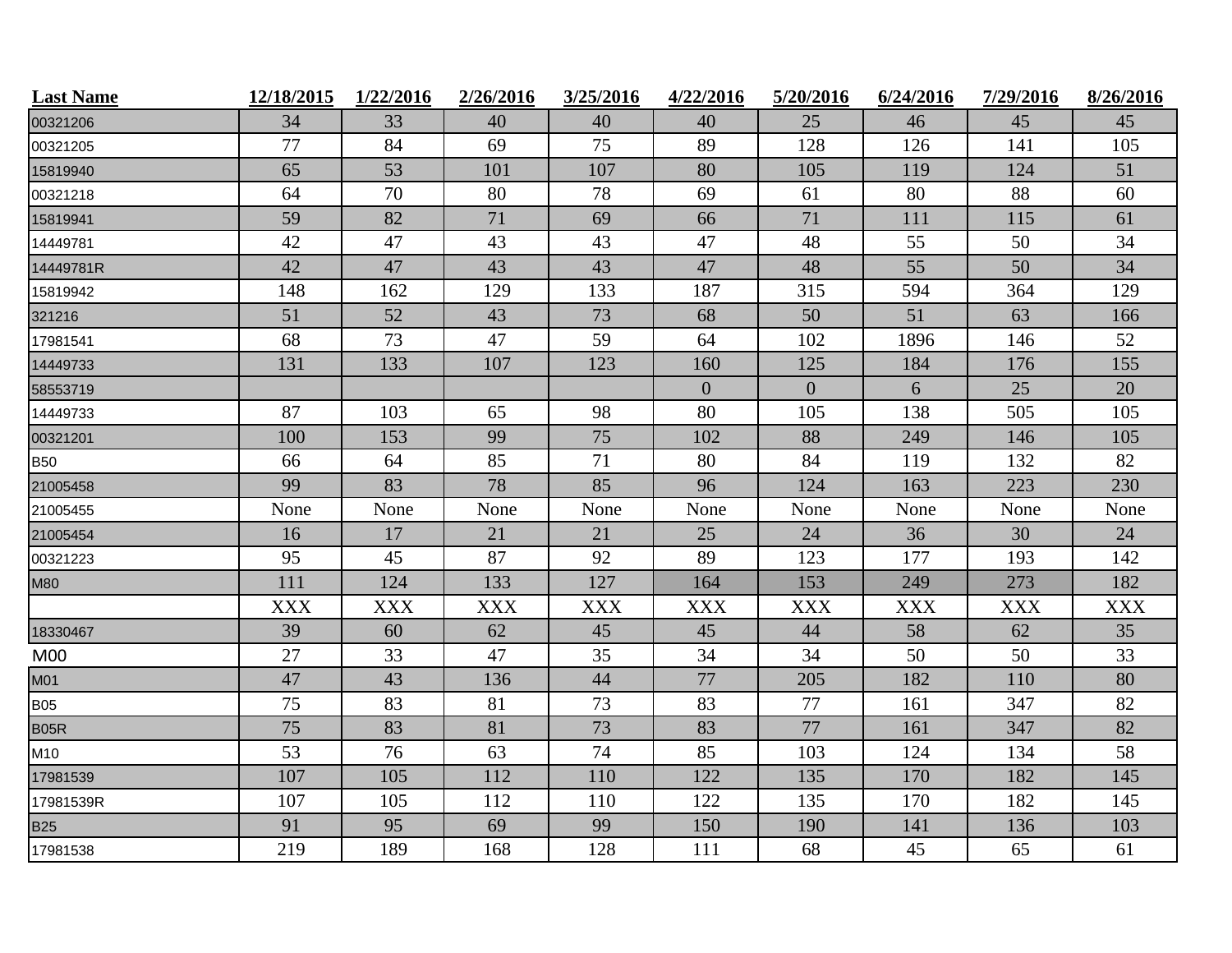| Last Name | 12/18/2015 | 1/22/2016 | 2/26/2016 | 3/25/2016 | 4/22/2016 | 5/20/2016 | 6/24/2016 | 7/29/2016 | 8/26/2016 |
|---|---|---|---|---|---|---|---|---|---|
| 00321206 | 34 | 33 | 40 | 40 | 40 | 25 | 46 | 45 | 45 |
| 00321205 | 77 | 84 | 69 | 75 | 89 | 128 | 126 | 141 | 105 |
| 15819940 | 65 | 53 | 101 | 107 | 80 | 105 | 119 | 124 | 51 |
| 00321218 | 64 | 70 | 80 | 78 | 69 | 61 | 80 | 88 | 60 |
| 15819941 | 59 | 82 | 71 | 69 | 66 | 71 | 111 | 115 | 61 |
| 14449781 | 42 | 47 | 43 | 43 | 47 | 48 | 55 | 50 | 34 |
| 14449781R | 42 | 47 | 43 | 43 | 47 | 48 | 55 | 50 | 34 |
| 15819942 | 148 | 162 | 129 | 133 | 187 | 315 | 594 | 364 | 129 |
| 321216 | 51 | 52 | 43 | 73 | 68 | 50 | 51 | 63 | 166 |
| 17981541 | 68 | 73 | 47 | 59 | 64 | 102 | 1896 | 146 | 52 |
| 14449733 | 131 | 133 | 107 | 123 | 160 | 125 | 184 | 176 | 155 |
| 58553719 | | | | | 0 | 0 | 6 | 25 | 20 |
| 14449733 | 87 | 103 | 65 | 98 | 80 | 105 | 138 | 505 | 105 |
| 00321201 | 100 | 153 | 99 | 75 | 102 | 88 | 249 | 146 | 105 |
| B50 | 66 | 64 | 85 | 71 | 80 | 84 | 119 | 132 | 82 |
| 21005458 | 99 | 83 | 78 | 85 | 96 | 124 | 163 | 223 | 230 |
| 21005455 | None | None | None | None | None | None | None | None | None |
| 21005454 | 16 | 17 | 21 | 21 | 25 | 24 | 36 | 30 | 24 |
| 00321223 | 95 | 45 | 87 | 92 | 89 | 123 | 177 | 193 | 142 |
| M80 | 111 | 124 | 133 | 127 | 164 | 153 | 249 | 273 | 182 |
| | XXX | XXX | XXX | XXX | XXX | XXX | XXX | XXX | XXX |
| 18330467 | 39 | 60 | 62 | 45 | 45 | 44 | 58 | 62 | 35 |
| M00 | 27 | 33 | 47 | 35 | 34 | 34 | 50 | 50 | 33 |
| M01 | 47 | 43 | 136 | 44 | 77 | 205 | 182 | 110 | 80 |
| B05 | 75 | 83 | 81 | 73 | 83 | 77 | 161 | 347 | 82 |
| B05R | 75 | 83 | 81 | 73 | 83 | 77 | 161 | 347 | 82 |
| M10 | 53 | 76 | 63 | 74 | 85 | 103 | 124 | 134 | 58 |
| 17981539 | 107 | 105 | 112 | 110 | 122 | 135 | 170 | 182 | 145 |
| 17981539R | 107 | 105 | 112 | 110 | 122 | 135 | 170 | 182 | 145 |
| B25 | 91 | 95 | 69 | 99 | 150 | 190 | 141 | 136 | 103 |
| 17981538 | 219 | 189 | 168 | 128 | 111 | 68 | 45 | 65 | 61 |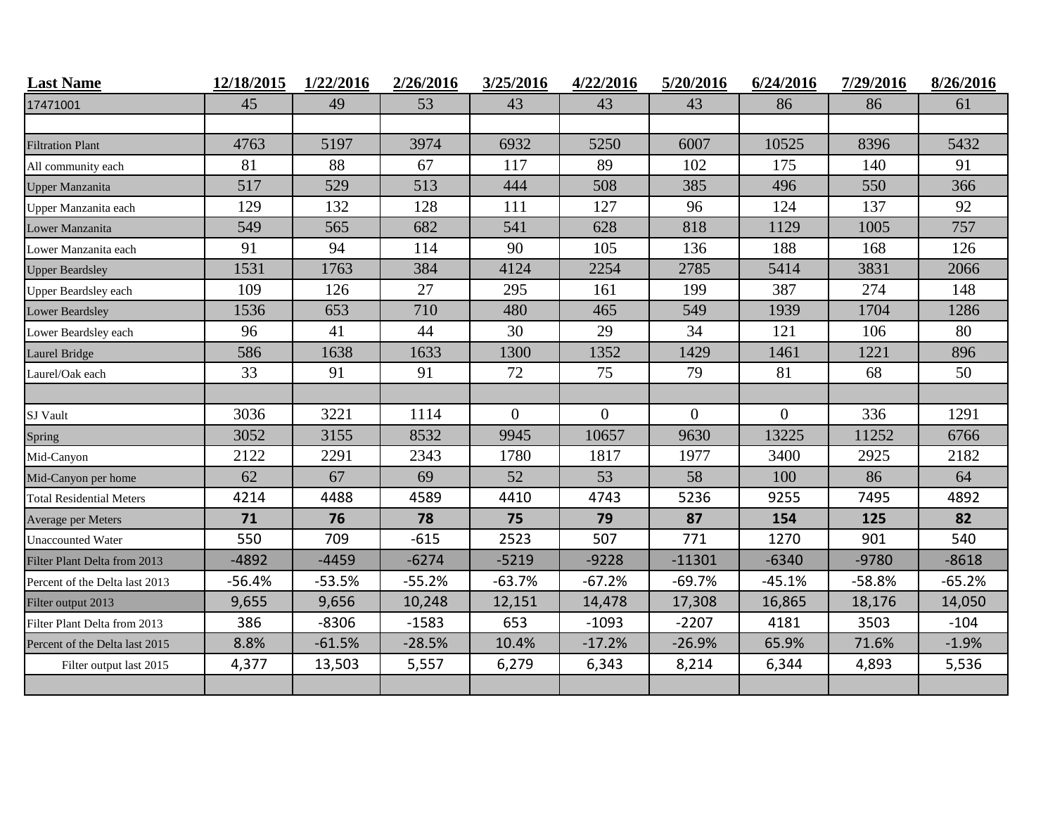| Last Name | 12/18/2015 | 1/22/2016 | 2/26/2016 | 3/25/2016 | 4/22/2016 | 5/20/2016 | 6/24/2016 | 7/29/2016 | 8/26/2016 |
|---|---|---|---|---|---|---|---|---|---|
| 17471001 | 45 | 49 | 53 | 43 | 43 | 43 | 86 | 86 | 61 |
| | | | | | | | | | |
| Filtration Plant | 4763 | 5197 | 3974 | 6932 | 5250 | 6007 | 10525 | 8396 | 5432 |
| All community each | 81 | 88 | 67 | 117 | 89 | 102 | 175 | 140 | 91 |
| Upper Manzanita | 517 | 529 | 513 | 444 | 508 | 385 | 496 | 550 | 366 |
| Upper Manzanita each | 129 | 132 | 128 | 111 | 127 | 96 | 124 | 137 | 92 |
| Lower Manzanita | 549 | 565 | 682 | 541 | 628 | 818 | 1129 | 1005 | 757 |
| Lower Manzanita each | 91 | 94 | 114 | 90 | 105 | 136 | 188 | 168 | 126 |
| Upper Beardsley | 1531 | 1763 | 384 | 4124 | 2254 | 2785 | 5414 | 3831 | 2066 |
| Upper Beardsley each | 109 | 126 | 27 | 295 | 161 | 199 | 387 | 274 | 148 |
| Lower Beardsley | 1536 | 653 | 710 | 480 | 465 | 549 | 1939 | 1704 | 1286 |
| Lower Beardsley each | 96 | 41 | 44 | 30 | 29 | 34 | 121 | 106 | 80 |
| Laurel Bridge | 586 | 1638 | 1633 | 1300 | 1352 | 1429 | 1461 | 1221 | 896 |
| Laurel/Oak each | 33 | 91 | 91 | 72 | 75 | 79 | 81 | 68 | 50 |
| | | | | | | | | | |
| SJ Vault | 3036 | 3221 | 1114 | 0 | 0 | 0 | 0 | 336 | 1291 |
| Spring | 3052 | 3155 | 8532 | 9945 | 10657 | 9630 | 13225 | 11252 | 6766 |
| Mid-Canyon | 2122 | 2291 | 2343 | 1780 | 1817 | 1977 | 3400 | 2925 | 2182 |
| Mid-Canyon per home | 62 | 67 | 69 | 52 | 53 | 58 | 100 | 86 | 64 |
| Total Residential Meters | 4214 | 4488 | 4589 | 4410 | 4743 | 5236 | 9255 | 7495 | 4892 |
| Average per Meters | **71** | **76** | **78** | **75** | **79** | **87** | **154** | **125** | **82** |
| Unaccounted Water | 550 | 709 | -615 | 2523 | 507 | 771 | 1270 | 901 | 540 |
| Filter Plant Delta from 2013 | -4892 | -4459 | -6274 | -5219 | -9228 | -11301 | -6340 | -9780 | -8618 |
| Percent of the Delta last 2013 | -56.4% | -53.5% | -55.2% | -63.7% | -67.2% | -69.7% | -45.1% | -58.8% | -65.2% |
| Filter output 2013 | 9,655 | 9,656 | 10,248 | 12,151 | 14,478 | 17,308 | 16,865 | 18,176 | 14,050 |
| Filter Plant Delta from 2013 | 386 | -8306 | -1583 | 653 | -1093 | -2207 | 4181 | 3503 | -104 |
| Percent of the Delta last 2015 | 8.8% | -61.5% | -28.5% | 10.4% | -17.2% | -26.9% | 65.9% | 71.6% | -1.9% |
| Filter output last 2015 | 4,377 | 13,503 | 5,557 | 6,279 | 6,343 | 8,214 | 6,344 | 4,893 | 5,536 |
| | | | | | | | | | |